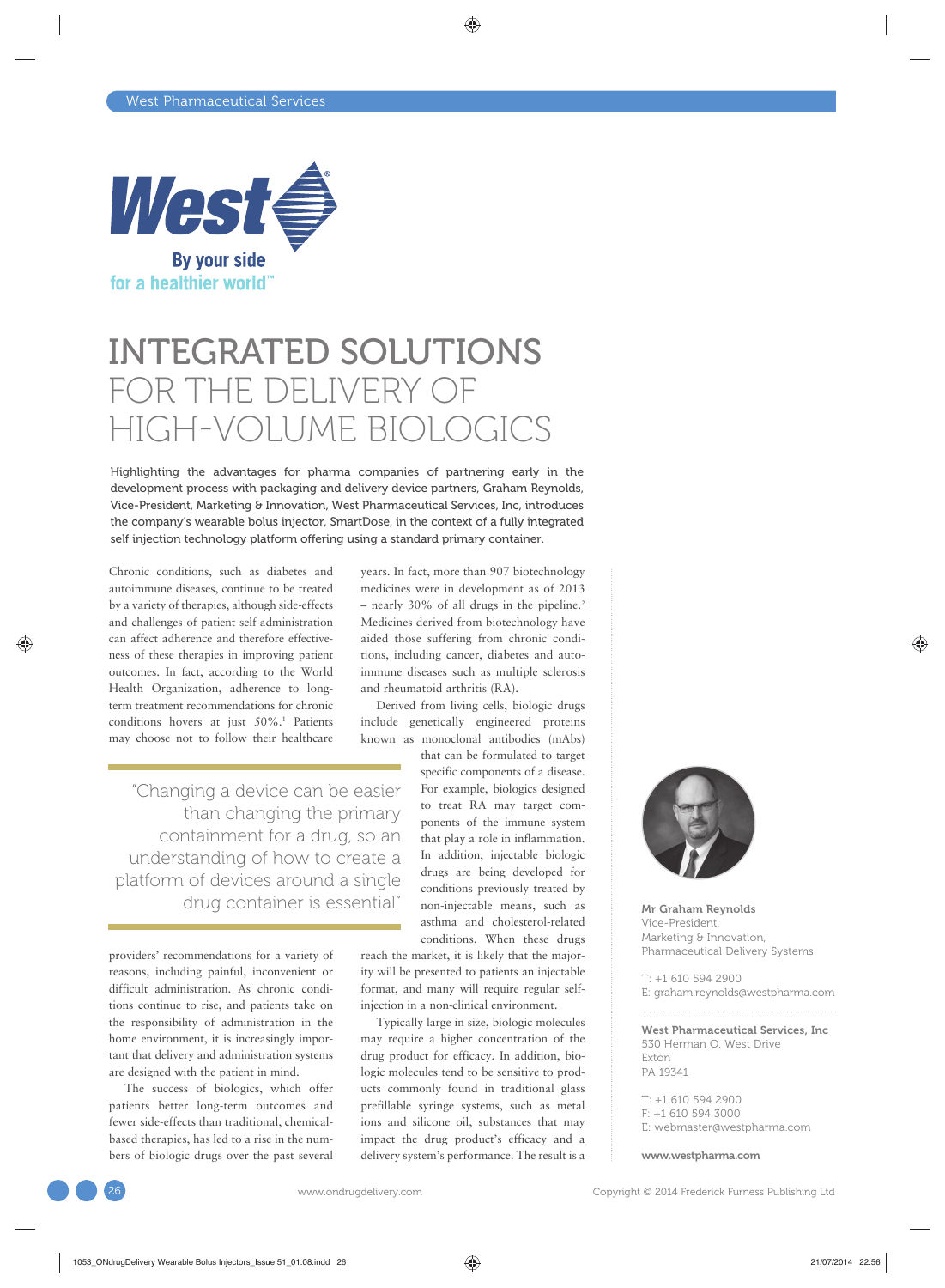West Pharmaceutical Services

West
By your side
for a healthier world™

# INTEGRATED SOLUTIONS FOR THE DELIVERY OF HIGH-VOLUME BIOLOGICS

**Highlighting the advantages for pharma companies of partnering early in the development process with packaging and delivery device partners, Graham Reynolds, Vice-President, Marketing & Innovation, West Pharmaceutical Services, Inc, introduces the company's wearable bolus injector, SmartDose, in the context of a fully integrated self injection technology platform offering using a standard primary container.**

Chronic conditions, such as diabetes and autoimmune diseases, continue to be treated by a variety of therapies, although side-effects and challenges of patient self-administration can affect adherence and therefore effectiveness of these therapies in improving patient outcomes. In fact, according to the World Health Organization, adherence to long-term treatment recommendations for chronic conditions hovers at just 50%.[1] Patients may choose not to follow their healthcare providers' recommendations for a variety of reasons, including painful, inconvenient or difficult administration. As chronic conditions continue to rise, and patients take on the responsibility of administration in the home environment, it is increasingly important that delivery and administration systems are designed with the patient in mind.

> "Changing a device can be easier than changing the primary containment for a drug, so an understanding of how to create a platform of devices around a single drug container is essential"

The success of biologics, which offer patients better long-term outcomes and fewer side-effects than traditional, chemical-based therapies, has led to a rise in the numbers of biologic drugs over the past several years. In fact, more than 907 biotechnology medicines were in development as of 2013 – nearly 30% of all drugs in the pipeline.[2] Medicines derived from biotechnology have aided those suffering from chronic conditions, including cancer, diabetes and autoimmune diseases such as multiple sclerosis and rheumatoid arthritis (RA).

Derived from living cells, biologic drugs include genetically engineered proteins known as monoclonal antibodies (mAbs) that can be formulated to target specific components of a disease. For example, biologics designed to treat RA may target components of the immune system that play a role in inflammation. In addition, injectable biologic drugs are being developed for conditions previously treated by non-injectable means, such as asthma and cholesterol-related conditions. When these drugs reach the market, it is likely that the majority will be presented to patients an injectable format, and many will require regular self-injection in a non-clinical environment.

Typically large in size, biologic molecules may require a higher concentration of the drug product for efficacy. In addition, biologic molecules tend to be sensitive to products commonly found in traditional glass prefillable syringe systems, such as metal ions and silicone oil, substances that may impact the drug product's efficacy and a delivery system's performance. The result is a

**Mr Graham Reynolds**
Vice-President,
Marketing & Innovation,
Pharmaceutical Delivery Systems

T: +1 610 594 2900
E: graham.reynolds@westpharma.com

**West Pharmaceutical Services, Inc**
530 Herman O. West Drive
Exton
PA 19341

T: +1 610 594 2900
F: +1 610 594 3000
E: webmaster@westpharma.com

**www.westpharma.com**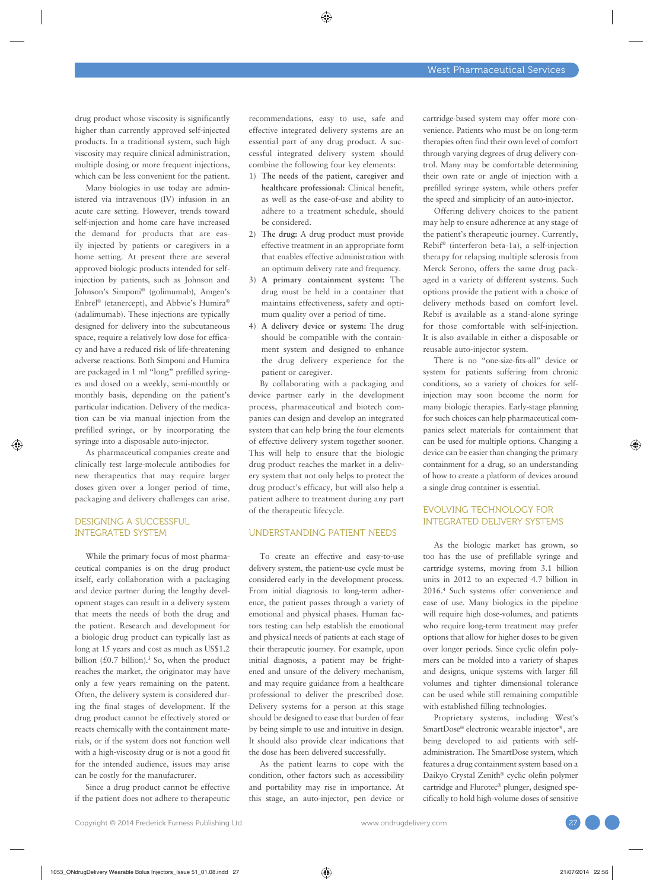drug product whose viscosity is significantly higher than currently approved self-injected products. In a traditional system, such high viscosity may require clinical administration, multiple dosing or more frequent injections, which can be less convenient for the patient.

Many biologics in use today are administered via intravenous (IV) infusion in an acute care setting. However, trends toward self-injection and home care have increased the demand for products that are easily injected by patients or caregivers in a home setting. At present there are several approved biologic products intended for self-injection by patients, such as Johnson and Johnson's Simponi® (golimumab), Amgen's Enbrel® (etanercept), and Abbvie's Humira® (adalimumab). These injections are typically designed for delivery into the subcutaneous space, require a relatively low dose for efficacy and have a reduced risk of life-threatening adverse reactions. Both Simponi and Humira are packaged in 1 ml "long" prefilled syringes and dosed on a weekly, semi-monthly or monthly basis, depending on the patient's particular indication. Delivery of the medication can be via manual injection from the prefilled syringe, or by incorporating the syringe into a disposable auto-injector.

As pharmaceutical companies create and clinically test large-molecule antibodies for new therapeutics that may require larger doses given over a longer period of time, packaging and delivery challenges can arise.

## DESIGNING A SUCCESSFUL INTEGRATED SYSTEM

While the primary focus of most pharmaceutical companies is on the drug product itself, early collaboration with a packaging and device partner during the lengthy development stages can result in a delivery system that meets the needs of both the drug and the patient. Research and development for a biologic drug product can typically last as long at 15 years and cost as much as US$1.2 billion (£0.7 billion).[3] So, when the product reaches the market, the originator may have only a few years remaining on the patent. Often, the delivery system is considered during the final stages of development. If the drug product cannot be effectively stored or reacts chemically with the containment materials, or if the system does not function well with a high-viscosity drug or is not a good fit for the intended audience, issues may arise can be costly for the manufacturer.

Since a drug product cannot be effective if the patient does not adhere to therapeutic recommendations, easy to use, safe and effective integrated delivery systems are an essential part of any drug product. A successful integrated delivery system should combine the following four key elements:

1) **The needs of the patient, caregiver and healthcare professional:** Clinical benefit, as well as the ease-of-use and ability to adhere to a treatment schedule, should be considered.
2) **The drug:** A drug product must provide effective treatment in an appropriate form that enables effective administration with an optimum delivery rate and frequency.
3) **A primary containment system:** The drug must be held in a container that maintains effectiveness, safety and optimum quality over a period of time.
4) **A delivery device or system:** The drug should be compatible with the containment system and designed to enhance the drug delivery experience for the patient or caregiver.

By collaborating with a packaging and device partner early in the development process, pharmaceutical and biotech companies can design and develop an integrated system that can help bring the four elements of effective delivery system together sooner. This will help to ensure that the biologic drug product reaches the market in a delivery system that not only helps to protect the drug product's efficacy, but will also help a patient adhere to treatment during any part of the therapeutic lifecycle.

## UNDERSTANDING PATIENT NEEDS

To create an effective and easy-to-use delivery system, the patient-use cycle must be considered early in the development process. From initial diagnosis to long-term adherence, the patient passes through a variety of emotional and physical phases. Human factors testing can help establish the emotional and physical needs of patients at each stage of their therapeutic journey. For example, upon initial diagnosis, a patient may be frightened and unsure of the delivery mechanism, and may require guidance from a healthcare professional to deliver the prescribed dose. Delivery systems for a person at this stage should be designed to ease that burden of fear by being simple to use and intuitive in design. It should also provide clear indications that the dose has been delivered successfully.

As the patient learns to cope with the condition, other factors such as accessibility and portability may rise in importance. At this stage, an auto-injector, pen device or cartridge-based system may offer more convenience. Patients who must be on long-term therapies often find their own level of comfort through varying degrees of drug delivery control. Many may be comfortable determining their own rate or angle of injection with a prefilled syringe system, while others prefer the speed and simplicity of an auto-injector.

Offering delivery choices to the patient may help to ensure adherence at any stage of the patient's therapeutic journey. Currently, Rebif® (interferon beta-1a), a self-injection therapy for relapsing multiple sclerosis from Merck Serono, offers the same drug packaged in a variety of different systems. Such options provide the patient with a choice of delivery methods based on comfort level. Rebif is available as a stand-alone syringe for those comfortable with self-injection. It is also available in either a disposable or reusable auto-injector system.

There is no "one-size-fits-all" device or system for patients suffering from chronic conditions, so a variety of choices for self-injection may soon become the norm for many biologic therapies. Early-stage planning for such choices can help pharmaceutical companies select materials for containment that can be used for multiple options. Changing a device can be easier than changing the primary containment for a drug, so an understanding of how to create a platform of devices around a single drug container is essential.

## EVOLVING TECHNOLOGY FOR INTEGRATED DELIVERY SYSTEMS

As the biologic market has grown, so too has the use of prefillable syringe and cartridge systems, moving from 3.1 billion units in 2012 to an expected 4.7 billion in 2016.[4] Such systems offer convenience and ease of use. Many biologics in the pipeline will require high dose-volumes, and patients who require long-term treatment may prefer options that allow for higher doses to be given over longer periods. Since cyclic olefin polymers can be molded into a variety of shapes and designs, unique systems with larger fill volumes and tighter dimensional tolerance can be used while still remaining compatible with established filling technologies.

Proprietary systems, including West's SmartDose® electronic wearable injector*, are being developed to aid patients with self-administration. The SmartDose system, which features a drug containment system based on a Daikyo Crystal Zenith® cyclic olefin polymer cartridge and Flurotec® plunger, designed specifically to hold high-volume doses of sensitive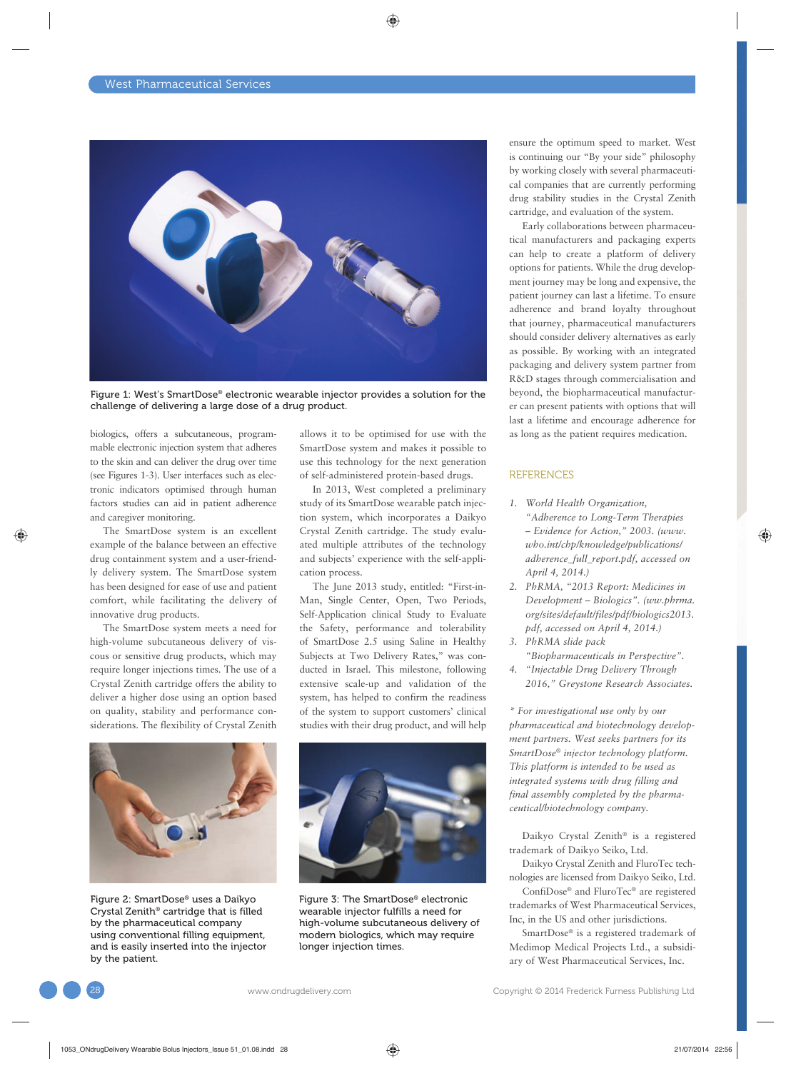Figure 1: West's SmartDose® electronic wearable injector provides a solution for the challenge of delivering a large dose of a drug product.

biologics, offers a subcutaneous, programmable electronic injection system that adheres to the skin and can deliver the drug over time (see Figures 1-3). User interfaces such as electronic indicators optimised through human factors studies can aid in patient adherence and caregiver monitoring.

The SmartDose system is an excellent example of the balance between an effective drug containment system and a user-friendly delivery system. The SmartDose system has been designed for ease of use and patient comfort, while facilitating the delivery of innovative drug products.

The SmartDose system meets a need for high-volume subcutaneous delivery of viscous or sensitive drug products, which may require longer injections times. The use of a Crystal Zenith cartridge offers the ability to deliver a higher dose using an option based on quality, stability and performance considerations. The flexibility of Crystal Zenith allows it to be optimised for use with the SmartDose system and makes it possible to use this technology for the next generation of self-administered protein-based drugs.

In 2013, West completed a preliminary study of its SmartDose wearable patch injection system, which incorporates a Daikyo Crystal Zenith cartridge. The study evaluated multiple attributes of the technology and subjects' experience with the self-application process.

The June 2013 study, entitled: "First-in-Man, Single Center, Open, Two Periods, Self-Application clinical Study to Evaluate the Safety, performance and tolerability of SmartDose 2.5 using Saline in Healthy Subjects at Two Delivery Rates," was conducted in Israel. This milestone, following extensive scale-up and validation of the system, has helped to confirm the readiness of the system to support customers' clinical studies with their drug product, and will help ensure the optimum speed to market. West is continuing our "By your side" philosophy by working closely with several pharmaceutical companies that are currently performing drug stability studies in the Crystal Zenith cartridge, and evaluation of the system.

Early collaborations between pharmaceutical manufacturers and packaging experts can help to create a platform of delivery options for patients. While the drug development journey may be long and expensive, the patient journey can last a lifetime. To ensure adherence and brand loyalty throughout that journey, pharmaceutical manufacturers should consider delivery alternatives as early as possible. By working with an integrated packaging and delivery system partner from R&D stages through commercialisation and beyond, the biopharmaceutical manufacturer can present patients with options that will last a lifetime and encourage adherence for as long as the patient requires medication.

Figure 2: SmartDose® uses a Daikyo Crystal Zenith® cartridge that is filled by the pharmaceutical company using conventional filling equipment, and is easily inserted into the injector by the patient.

Figure 3: The SmartDose® electronic wearable injector fulfills a need for high-volume subcutaneous delivery of modern biologics, which may require longer injection times.

## REFERENCES

1. *World Health Organization, "Adherence to Long-Term Therapies – Evidence for Action," 2003. (www.who.int/chp/knowledge/publications/adherence_full_report.pdf, accessed on April 4, 2014.)*
2. *PhRMA, "2013 Report: Medicines in Development – Biologics". (ww.phrma.org/sites/default/files/pdf/biologics2013.pdf, accessed on April 4, 2014.)*
3. *PhRMA slide pack "Biopharmaceuticals in Perspective".*
4. *"Injectable Drug Delivery Through 2016," Greystone Research Associates.*

*\* For investigational use only by our pharmaceutical and biotechnology development partners. West seeks partners for its SmartDose® injector technology platform. This platform is intended to be used as integrated systems with drug filling and final assembly completed by the pharmaceutical/biotechnology company.*

Daikyo Crystal Zenith® is a registered trademark of Daikyo Seiko, Ltd.

Daikyo Crystal Zenith and FluroTec technologies are licensed from Daikyo Seiko, Ltd.

ConfiDose® and FluroTec® are registered trademarks of West Pharmaceutical Services, Inc, in the US and other jurisdictions.

SmartDose® is a registered trademark of Medimop Medical Projects Ltd., a subsidiary of West Pharmaceutical Services, Inc.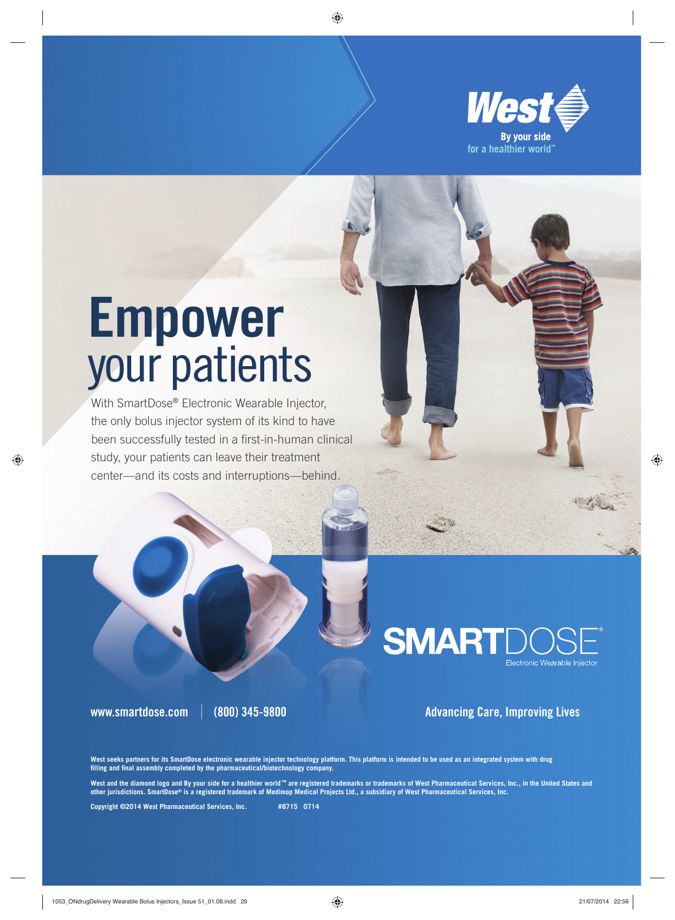West

By your side
for a healthier world™

# Empower your patients

With SmartDose® Electronic Wearable Injector, the only bolus injector system of its kind to have been successfully tested in a first-in-human clinical study, your patients can leave their treatment center—and its costs and interruptions—behind.

SMARTDOSE®
Electronic Wearable Injector

www.smartdose.com | (800) 345-9800

Advancing Care, Improving Lives

**West seeks partners for its SmartDose electronic wearable injector technology platform. This platform is intended to be used as an integrated system with drug filling and final assembly completed by the pharmaceutical/biotechnology company.**

**West and the diamond logo and By your side for a healthier world™ are registered trademarks or trademarks of West Pharmaceutical Services, Inc., in the United States and other jurisdictions. SmartDose® is a registered trademark of Medimop Medical Projects Ltd., a subsidiary of West Pharmaceutical Services, Inc.**

**Copyright ©2014 West Pharmaceutical Services, Inc. #8715 0714**